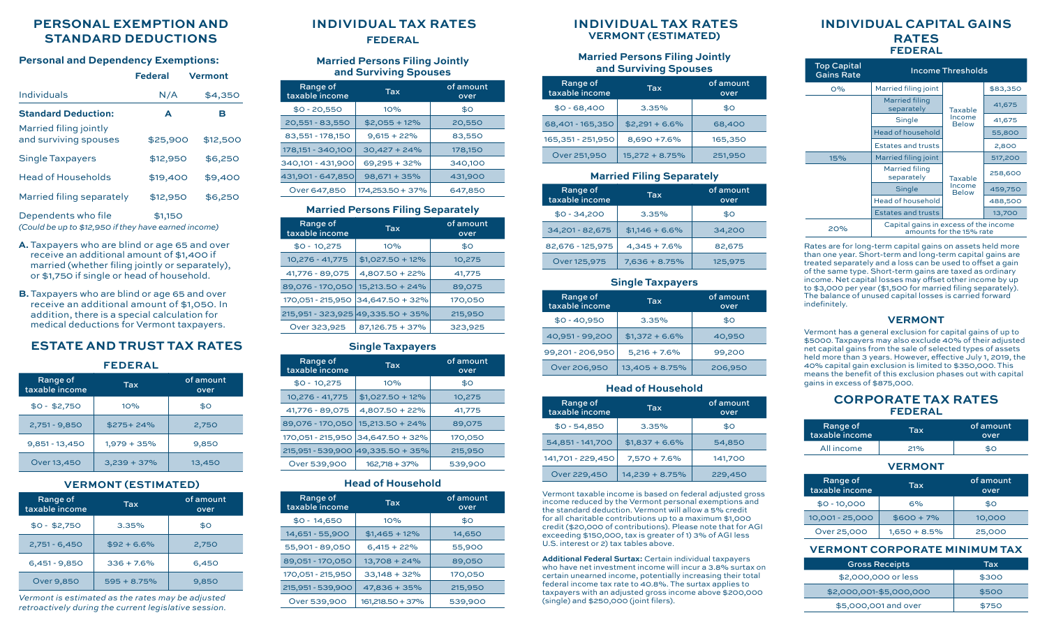## PERSONAL EXEMPTION AND STANDARD DEDUCTIONS

**Personal and Dependency Exemptions:**

| | Federal | Vermont |
|---|---|---|
| Individuals | N/A | $4,350 |
| **Standard Deduction:** | **A** | **B** |
| Married filing jointly and surviving spouses | $25,900 | $12,500 |
| Single Taxpayers | $12,950 | $6,250 |
| Head of Households | $19,400 | $9,400 |
| Married filing separately | $12,950 | $6,250 |
| Dependents who file | $1,150 | |

*(Could be up to $12,950 if they have earned income)*

**A.** Taxpayers who are blind or age 65 and over receive an additional amount of $1,400 if married (whether filing jointly or separately), or $1,750 if single or head of household.

**B.** Taxpayers who are blind or age 65 and over receive an additional amount of $1,050. In addition, there is a special calculation for medical deductions for Vermont taxpayers.

## ESTATE AND TRUST TAX RATES

### FEDERAL

| Range of taxable income | Tax | of amount over |
|---|---|---|
| $0 - $2,750 | 10% | $0 |
| 2,751 - 9,850 | $275+ 24% | 2,750 |
| 9,851 - 13,450 | 1,979 + 35% | 9,850 |
| Over 13,450 | 3,239 + 37% | 13,450 |

### VERMONT (ESTIMATED)

| Range of taxable income | Tax | of amount over |
|---|---|---|
| $0 - $2,750 | 3.35% | $0 |
| 2,751 - 6,450 | $92 + 6.6% | 2,750 |
| 6,451 - 9,850 | 336 + 7.6% | 6,450 |
| Over 9,850 | 595 + 8.75% | 9,850 |

*Vermont is estimated as the rates may be adjusted retroactively during the current legislative session.*

## INDIVIDUAL TAX RATES
### FEDERAL

**Married Persons Filing Jointly and Surviving Spouses**

| Range of taxable income | Tax | of amount over |
|---|---|---|
| $0 - 20,550 | 10% | $0 |
| 20,551 - 83,550 | $2,055 + 12% | 20,550 |
| 83,551 - 178,150 | 9,615 + 22% | 83,550 |
| 178,151 - 340,100 | 30,427 + 24% | 178,150 |
| 340,101 - 431,900 | 69,295 + 32% | 340,100 |
| 431,901 - 647,850 | 98,671 + 35% | 431,900 |
| Over 647,850 | 174,253.50 + 37% | 647,850 |

**Married Persons Filing Separately**

| Range of taxable income | Tax | of amount over |
|---|---|---|
| $0 - 10,275 | 10% | $0 |
| 10,276 - 41,775 | $1,027.50 + 12% | 10,275 |
| 41,776 - 89,075 | 4,807.50 + 22% | 41,775 |
| 89,076 - 170,050 | 15,213.50 + 24% | 89,075 |
| 170,051 - 215,950 | 34,647.50 + 32% | 170,050 |
| 215,951 - 323,925 | 49,335.50 + 35% | 215,950 |
| Over 323,925 | 87,126.75 + 37% | 323,925 |

**Single Taxpayers**

| Range of taxable income | Tax | of amount over |
|---|---|---|
| $0 - 10,275 | 10% | $0 |
| 10,276 - 41,775 | $1,027.50 + 12% | 10,275 |
| 41,776 - 89,075 | 4,807.50 + 22% | 41,775 |
| 89,076 - 170,050 | 15,213.50 + 24% | 89,075 |
| 170,051 - 215,950 | 34,647.50 + 32% | 170,050 |
| 215,951 - 539,900 | 49,335.50 + 35% | 215,950 |
| Over 539,900 | 162,718 + 37% | 539,900 |

**Head of Household**

| Range of taxable income | Tax | of amount over |
|---|---|---|
| $0 - 14,650 | 10% | $0 |
| 14,651 - 55,900 | $1,465 + 12% | 14,650 |
| 55,901 - 89,050 | 6,415 + 22% | 55,900 |
| 89,051 - 170,050 | 13,708 + 24% | 89,050 |
| 170,051 - 215,950 | 33,148 + 32% | 170,050 |
| 215,951 - 539,900 | 47,836 + 35% | 215,950 |
| Over 539,900 | 161,218.50 + 37% | 539,900 |

## INDIVIDUAL TAX RATES
### VERMONT (ESTIMATED)

**Married Persons Filing Jointly and Surviving Spouses**

| Range of taxable income | Tax | of amount over |
|---|---|---|
| $0 - 68,400 | 3.35% | $0 |
| 68,401 - 165,350 | $2,291 + 6.6% | 68,400 |
| 165,351 - 251,950 | 8,690 +7.6% | 165,350 |
| Over 251,950 | 15,272 + 8.75% | 251,950 |

**Married Filing Separately**

| Range of taxable income | Tax | of amount over |
|---|---|---|
| $0 - 34,200 | 3.35% | $0 |
| 34,201 - 82,675 | $1,146 + 6.6% | 34,200 |
| 82,676 - 125,975 | 4,345 + 7.6% | 82,675 |
| Over 125,975 | 7,636 + 8.75% | 125,975 |

**Single Taxpayers**

| Range of taxable income | Tax | of amount over |
|---|---|---|
| $0 - 40,950 | 3.35% | $0 |
| 40,951 - 99,200 | $1,372 + 6.6% | 40,950 |
| 99,201 - 206,950 | 5,216 + 7.6% | 99,200 |
| Over 206,950 | 13,405 + 8.75% | 206,950 |

**Head of Household**

| Range of taxable income | Tax | of amount over |
|---|---|---|
| $0 - 54,850 | 3.35% | $0 |
| 54,851 - 141,700 | $1,837 + 6.6% | 54,850 |
| 141,701 - 229,450 | 7,570 + 7.6% | 141,700 |
| Over 229,450 | 14,239 + 8.75% | 229,450 |

Vermont taxable income is based on federal adjusted gross income reduced by the Vermont personal exemptions and the standard deduction. Vermont will allow a 5% credit for all charitable contributions up to a maximum $1,000 credit ($20,000 of contributions). Please note that for AGI exceeding $150,000, tax is greater of 1) 3% of AGI less U.S. interest or 2) tax tables above.

**Additional Federal Surtax:** Certain individual taxpayers who have net investment income will incur a 3.8% surtax on certain unearned income, potentially increasing their total federal income tax rate to 40.8%. The surtax applies to taxpayers with an adjusted gross income above $200,000 (single) and $250,000 (joint filers).

## INDIVIDUAL CAPITAL GAINS RATES
### FEDERAL

| Top Capital Gains Rate | Income Thresholds | | |
|---|---|---|---|
| 0% | Married filing joint | Taxable Income Below | $83,350 |
| | Married filing separately | | 41,675 |
| | Single | | 41,675 |
| | Head of household | | 55,800 |
| | Estates and trusts | | 2,800 |
| 15% | Married filing joint | Taxable Income Below | 517,200 |
| | Married filing separately | | 258,600 |
| | Single | | 459,750 |
| | Head of household | | 488,500 |
| | Estates and trusts | | 13,700 |
| 20% | Capital gains in excess of the income amounts for the 15% rate | | |

Rates are for long-term capital gains on assets held more than one year. Short-term and long-term capital gains are treated separately and a loss can be used to offset a gain of the same type. Short-term gains are taxed as ordinary income. Net capital losses may offset other income by up to $3,000 per year ($1,500 for married filing separately). The balance of unused capital losses is carried forward indefinitely.

### VERMONT

Vermont has a general exclusion for capital gains of up to $5000. Taxpayers may also exclude 40% of their adjusted net capital gains from the sale of selected types of assets held more than 3 years. However, effective July 1, 2019, the 40% capital gain exclusion is limited to $350,000. This means the benefit of this exclusion phases out with capital gains in excess of $875,000.

## CORPORATE TAX RATES
### FEDERAL

| Range of taxable income | Tax | of amount over |
|---|---|---|
| All income | 21% | $0 |

### VERMONT

| Range of taxable income | Tax | of amount over |
|---|---|---|
| $0 - 10,000 | 6% | $0 |
| 10,001 - 25,000 | $600 + 7% | 10,000 |
| Over 25,000 | 1,650 + 8.5% | 25,000 |

### VERMONT CORPORATE MINIMUM TAX

| Gross Receipts | Tax |
|---|---|
| $2,000,000 or less | $300 |
| $2,000,001-$5,000,000 | $500 |
| $5,000,001 and over | $750 |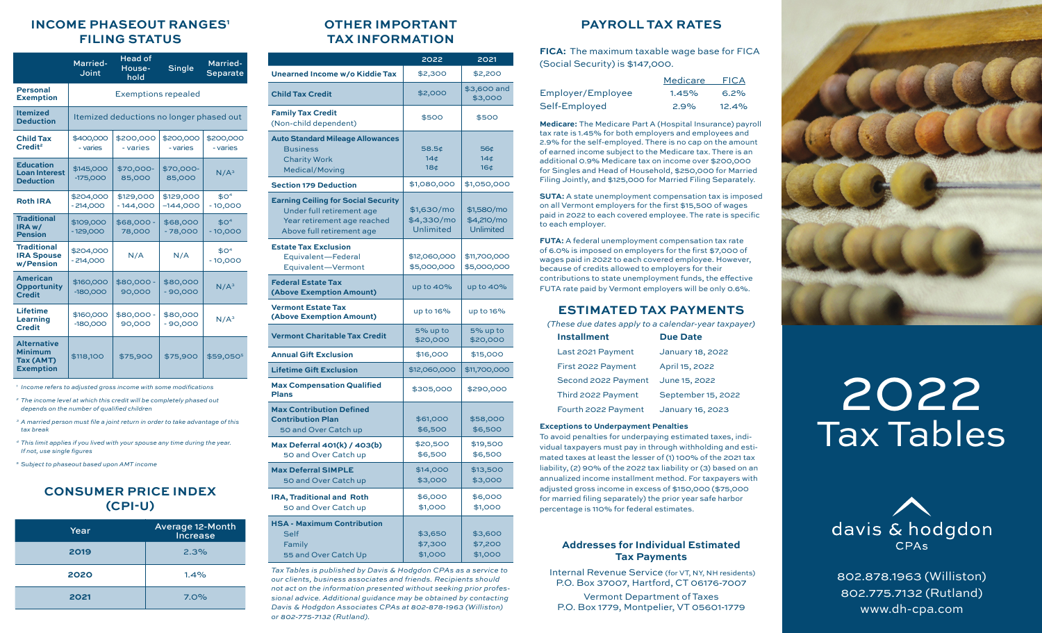## INCOME PHASEOUT RANGES[1] FILING STATUS

| | Married-Joint | Head of House-hold | Single | Married-Separate |
|---|---|---|---|---|
| **Personal Exemption** | Exemptions repealed | | | |
| **Itemized Deduction** | Itemized deductions no longer phased out | | | |
| **Child Tax Credit[2]** | $400,000 - varies | $200,000 - varies | $200,000 - varies | $200,000 - varies |
| **Education Loan Interest Deduction** | $145,000 -175,000 | $70,000-85,000 | $70,000-85,000 | N/A[3] |
| **Roth IRA** | $204,000 - 214,000 | $129,000 - 144,000 | $129,000 –144,000 | $0[4] - 10,000 |
| **Traditional IRA w/ Pension** | $109,000 - 129,000 | $68,000 - 78,000 | $68,000 - 78,000 | $0[4] - 10,000 |
| **Traditional IRA Spouse w/Pension** | $204,000 - 214,000 | N/A | N/A | $0[4] - 10,000 |
| **American Opportunity Credit** | $160,000 -180,000 | $80,000 - 90,000 | $80,000 - 90,000 | N/A[3] |
| **Lifetime Learning Credit** | $160,000 -180,000 | $80,000 - 90,000 | $80,000 - 90,000 | N/A[3] |
| **Alternative Minimum Tax (AMT) Exemption** | $118,100 | $75,900 | $75,900 | $59,050[5] |

[1] *Income refers to adjusted gross income with some modifications*

[2] *The income level at which this credit will be completely phased out depends on the number of qualified children*

[3] *A married person must file a joint return in order to take advantage of this tax break*

[4] *This limit applies if you lived with your spouse any time during the year. If not, use single figures*

[5] *Subject to phaseout based upon AMT income*

## CONSUMER PRICE INDEX (CPI-U)

| Year | Average 12-Month Increase |
|---|---|
| **2019** | 2.3% |
| **2020** | 1.4% |
| **2021** | 7.0% |

## OTHER IMPORTANT TAX INFORMATION

| | 2022 | 2021 |
|---|---|---|
| **Unearned Income w/o Kiddie Tax** | $2,300 | $2,200 |
| **Child Tax Credit** | $2,000 | $3,600 and $3,000 |
| **Family Tax Credit** (Non-child dependent) | $500 | $500 |
| **Auto Standard Mileage Allowances** | | |
| Business | 58.5¢ | 56¢ |
| Charity Work | 14¢ | 14¢ |
| Medical/Moving | 18¢ | 16¢ |
| **Section 179 Deduction** | $1,080,000 | $1,050,000 |
| **Earning Ceiling for Social Security** | | |
| Under full retirement age | $1,630/mo | $1,580/mo |
| Year retirement age reached | $4,330/mo | $4,210/mo |
| Above full retirement age | Unlimited | Unlimited |
| **Estate Tax Exclusion** | | |
| Equivalent—Federal | $12,060,000 | $11,700,000 |
| Equivalent—Vermont | $5,000,000 | $5,000,000 |
| **Federal Estate Tax (Above Exemption Amount)** | up to 40% | up to 40% |
| **Vermont Estate Tax (Above Exemption Amount)** | up to 16% | up to 16% |
| **Vermont Charitable Tax Credit** | 5% up to $20,000 | 5% up to $20,000 |
| **Annual Gift Exclusion** | $16,000 | $15,000 |
| **Lifetime Gift Exclusion** | $12,060,000 | $11,700,000 |
| **Max Compensation Qualified Plans** | $305,000 | $290,000 |
| **Max Contribution Defined Contribution Plan** | $61,000 | $58,000 |
| 50 and Over Catch up | $6,500 | $6,500 |
| **Max Deferral 401(k) / 403(b)** | $20,500 | $19,500 |
| 50 and Over Catch up | $6,500 | $6,500 |
| **Max Deferral SIMPLE** | $14,000 | $13,500 |
| 50 and Over Catch up | $3,000 | $3,000 |
| **IRA, Traditional and Roth** | $6,000 | $6,000 |
| 50 and Over Catch up | $1,000 | $1,000 |
| **HSA - Maximum Contribution** | | |
| Self | $3,650 | $3,600 |
| Family | $7,300 | $7,200 |
| 55 and Over Catch Up | $1,000 | $1,000 |

*Tax Tables is published by Davis & Hodgdon CPAs as a service to our clients, business associates and friends. Recipients should not act on the information presented without seeking prior professional advice. Additional guidance may be obtained by contacting Davis & Hodgdon Associates CPAs at 802-878-1963 (Williston) or 802-775-7132 (Rutland).*

## PAYROLL TAX RATES

**FICA:** The maximum taxable wage base for FICA (Social Security) is $147,000.

| | Medicare | FICA |
|---|---|---|
| Employer/Employee | 1.45% | 6.2% |
| Self-Employed | 2.9% | 12.4% |

**Medicare:** The Medicare Part A (Hospital Insurance) payroll tax rate is 1.45% for both employers and employees and 2.9% for the self-employed. There is no cap on the amount of earned income subject to the Medicare tax. There is an additional 0.9% Medicare tax on income over $200,000 for Singles and Head of Household, $250,000 for Married Filing Jointly, and $125,000 for Married Filing Separately.

**SUTA:** A state unemployment compensation tax is imposed on all Vermont employers for the first $15,500 of wages paid in 2022 to each covered employee. The rate is specific to each employer.

**FUTA:** A federal unemployment compensation tax rate of 6.0% is imposed on employers for the first $7,000 of wages paid in 2022 to each covered employee. However, because of credits allowed to employers for their contributions to state unemployment funds, the effective FUTA rate paid by Vermont employers will be only 0.6%.

## ESTIMATED TAX PAYMENTS

*(These due dates apply to a calendar-year taxpayer)*

| Installment | Due Date |
|---|---|
| Last 2021 Payment | January 18, 2022 |
| First 2022 Payment | April 15, 2022 |
| Second 2022 Payment | June 15, 2022 |
| Third 2022 Payment | September 15, 2022 |
| Fourth 2022 Payment | January 16, 2023 |

**Exceptions to Underpayment Penalties**

To avoid penalties for underpaying estimated taxes, individual taxpayers must pay in through withholding and estimated taxes at least the lesser of (1) 100% of the 2021 tax liability, (2) 90% of the 2022 tax liability or (3) based on an annualized income installment method. For taxpayers with adjusted gross income in excess of $150,000 ($75,000 for married filing separately) the prior year safe harbor percentage is 110% for federal estimates.

**Addresses for Individual Estimated Tax Payments**

Internal Revenue Service (for VT, NY, NH residents)
P.O. Box 37007, Hartford, CT 06176-7007

Vermont Department of Taxes
P.O. Box 1779, Montpelier, VT 05601-1779

# 2022 Tax Tables

davis & hodgdon
CPAs

802.878.1963 (Williston)
802.775.7132 (Rutland)
www.dh-cpa.com